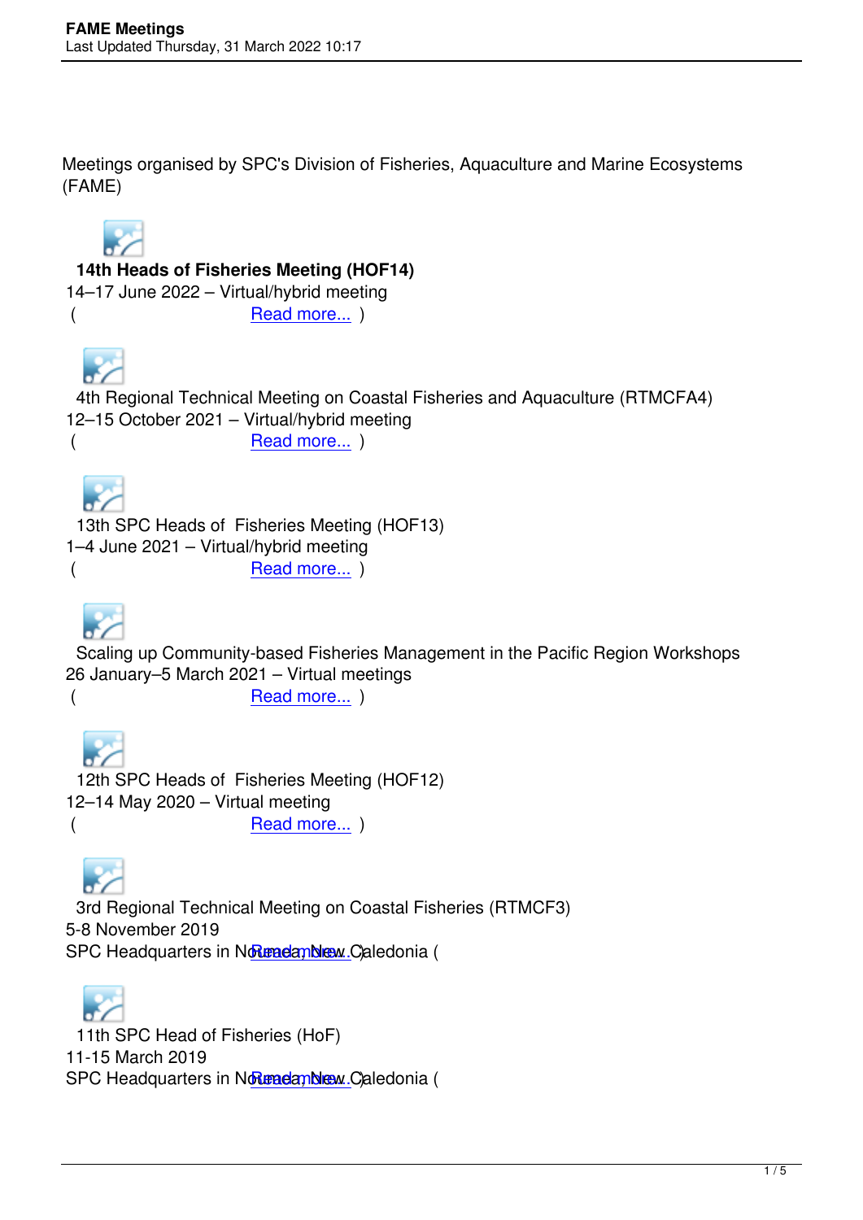Meetings organised by SPC's Division of Fisheries, Aquaculture and Marine Ecosystems (FAME)

**14th Heads of Fisheries Meeting (HOF14)**
14–17 June 2022 – Virtual/hybrid meeting
( Read more... )

4th Regional Technical Meeting on Coastal Fisheries and Aquaculture (RTMCFA4)
12–15 October 2021 – Virtual/hybrid meeting
( Read more... )

13th SPC Heads of Fisheries Meeting (HOF13)
1–4 June 2021 – Virtual/hybrid meeting
( Read more... )

Scaling up Community-based Fisheries Management in the Pacific Region Workshops
26 January–5 March 2021 – Virtual meetings
( Read more... )

12th SPC Heads of Fisheries Meeting (HOF12)
12–14 May 2020 – Virtual meeting
( Read more... )

3rd Regional Technical Meeting on Coastal Fisheries (RTMCF3)
5-8 November 2019
SPC Headquarters in Nouméa, New Caledonia ( Read more... )

11th SPC Head of Fisheries (HoF)
11-15 March 2019
SPC Headquarters in Nouméa, New Caledonia ( Read more... )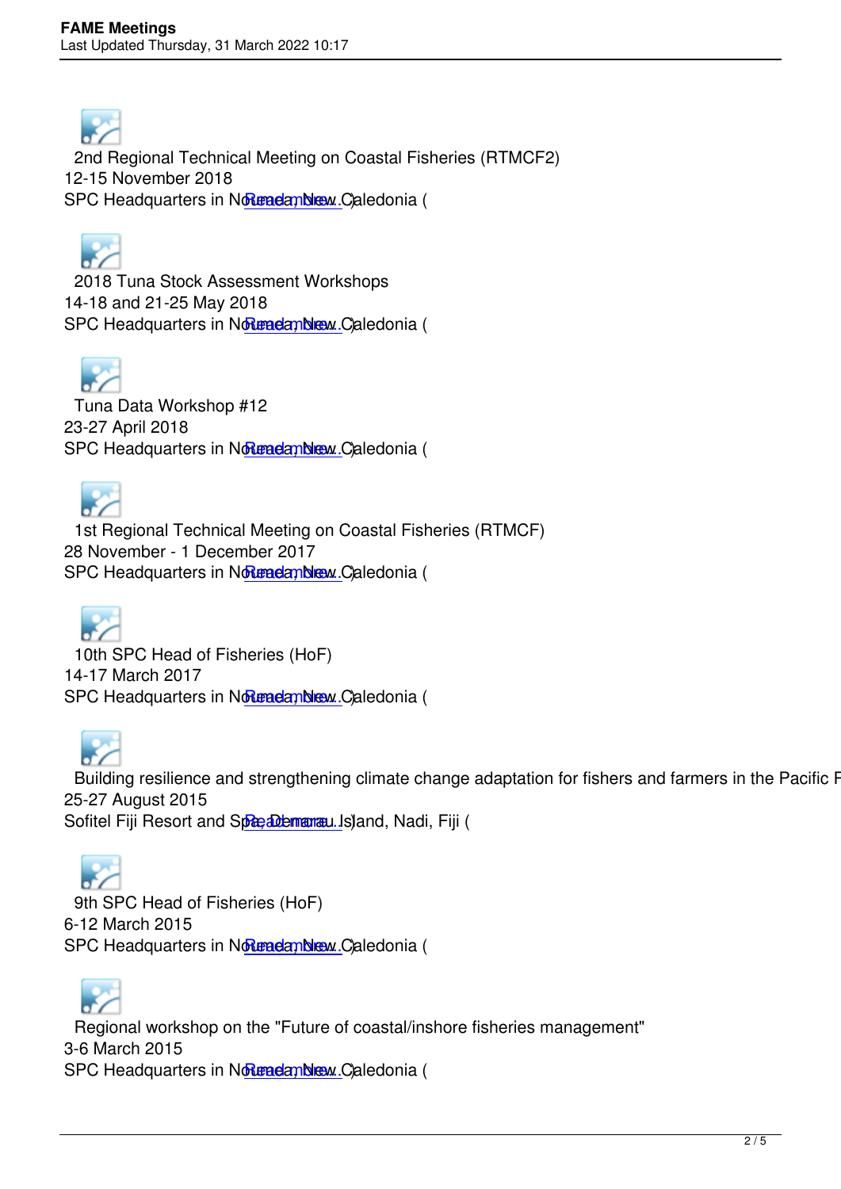2nd Regional Technical Meeting on Coastal Fisheries (RTMCF2)
12-15 November 2018
SPC Headquarters in Noumea, New Caledonia ( Read more... )

2018 Tuna Stock Assessment Workshops
14-18 and 21-25 May 2018
SPC Headquarters in Noumea, New Caledonia ( Read more... )

Tuna Data Workshop #12
23-27 April 2018
SPC Headquarters in Noumea, New Caledonia ( Read more... )

1st Regional Technical Meeting on Coastal Fisheries (RTMCF)
28 November - 1 December 2017
SPC Headquarters in Noumea, New Caledonia ( Read more... )

10th SPC Head of Fisheries (HoF)
14-17 March 2017
SPC Headquarters in Noumea, New Caledonia ( Read more... )

Building resilience and strengthening climate change adaptation for fishers and farmers in the Pacific F
25-27 August 2015
Sofitel Fiji Resort and Spa, Denarau Island, Nadi, Fiji ( Read more... )

9th SPC Head of Fisheries (HoF)
6-12 March 2015
SPC Headquarters in Noumea, New Caledonia ( Read more... )

Regional workshop on the "Future of coastal/inshore fisheries management"
3-6 March 2015
SPC Headquarters in Noumea, New Caledonia ( Read more... )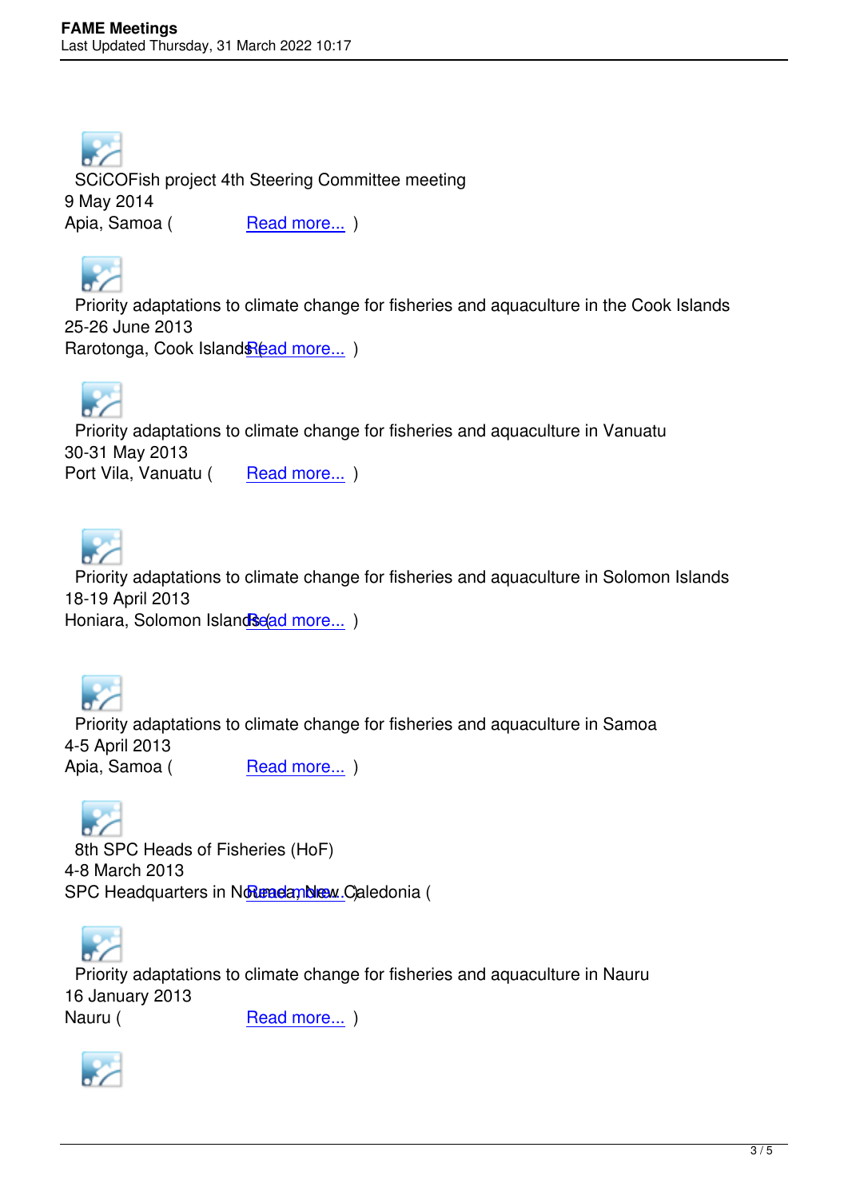SCiCOFish project 4th Steering Committee meeting
9 May 2014
Apia, Samoa ( Read more... )

Priority adaptations to climate change for fisheries and aquaculture in the Cook Islands
25-26 June 2013
Rarotonga, Cook Islands ( Read more... )

Priority adaptations to climate change for fisheries and aquaculture in Vanuatu
30-31 May 2013
Port Vila, Vanuatu ( Read more... )

Priority adaptations to climate change for fisheries and aquaculture in Solomon Islands
18-19 April 2013
Honiara, Solomon Islands ( Read more... )

Priority adaptations to climate change for fisheries and aquaculture in Samoa
4-5 April 2013
Apia, Samoa ( Read more... )

8th SPC Heads of Fisheries (HoF)
4-8 March 2013
SPC Headquarters in Noumea, New Caledonia ( Read more... )

Priority adaptations to climate change for fisheries and aquaculture in Nauru
16 January 2013
Nauru ( Read more... )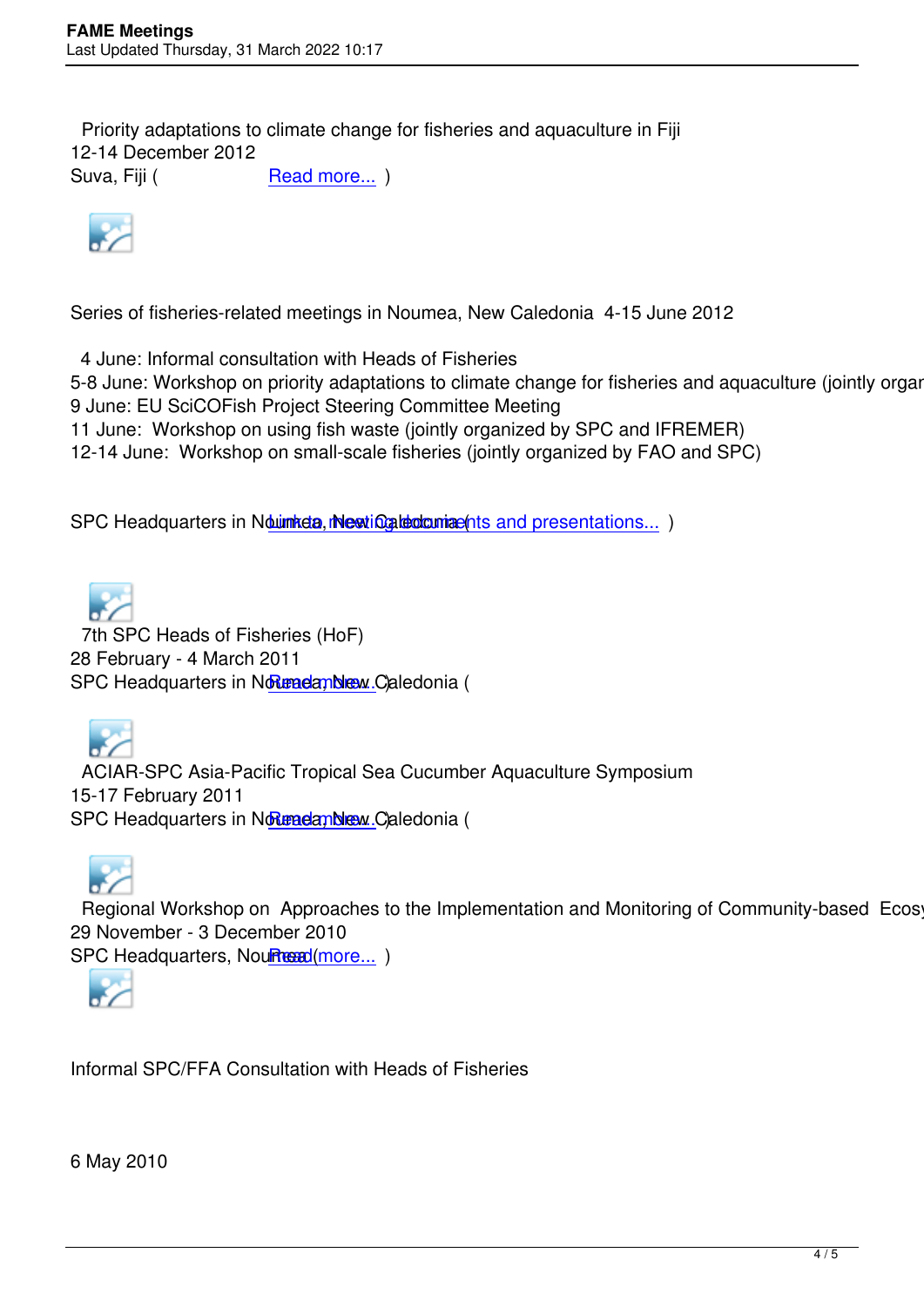Priority adaptations to climate change for fisheries and aquaculture in Fiji
12-14 December 2012
Suva, Fiji ( Read more... )

Series of fisheries-related meetings in Noumea, New Caledonia 4-15 June 2012

4 June: Informal consultation with Heads of Fisheries
5-8 June: Workshop on priority adaptations to climate change for fisheries and aquaculture (jointly organ
9 June: EU SciCOFish Project Steering Committee Meeting
11 June: Workshop on using fish waste (jointly organized by SPC and IFREMER)
12-14 June: Workshop on small-scale fisheries (jointly organized by FAO and SPC)

SPC Headquarters in Noumea, New Caledonia ( Link to meeting documents and presentations... )

7th SPC Heads of Fisheries (HoF)
28 February - 4 March 2011
SPC Headquarters in Noumea, New Caledonia ( Read more... )

ACIAR-SPC Asia-Pacific Tropical Sea Cucumber Aquaculture Symposium
15-17 February 2011
SPC Headquarters in Noumea, New Caledonia ( Read more... )

Regional Workshop on Approaches to the Implementation and Monitoring of Community-based Ecosy
29 November - 3 December 2010
SPC Headquarters, Noumea ( Read more... )

Informal SPC/FFA Consultation with Heads of Fisheries

6 May 2010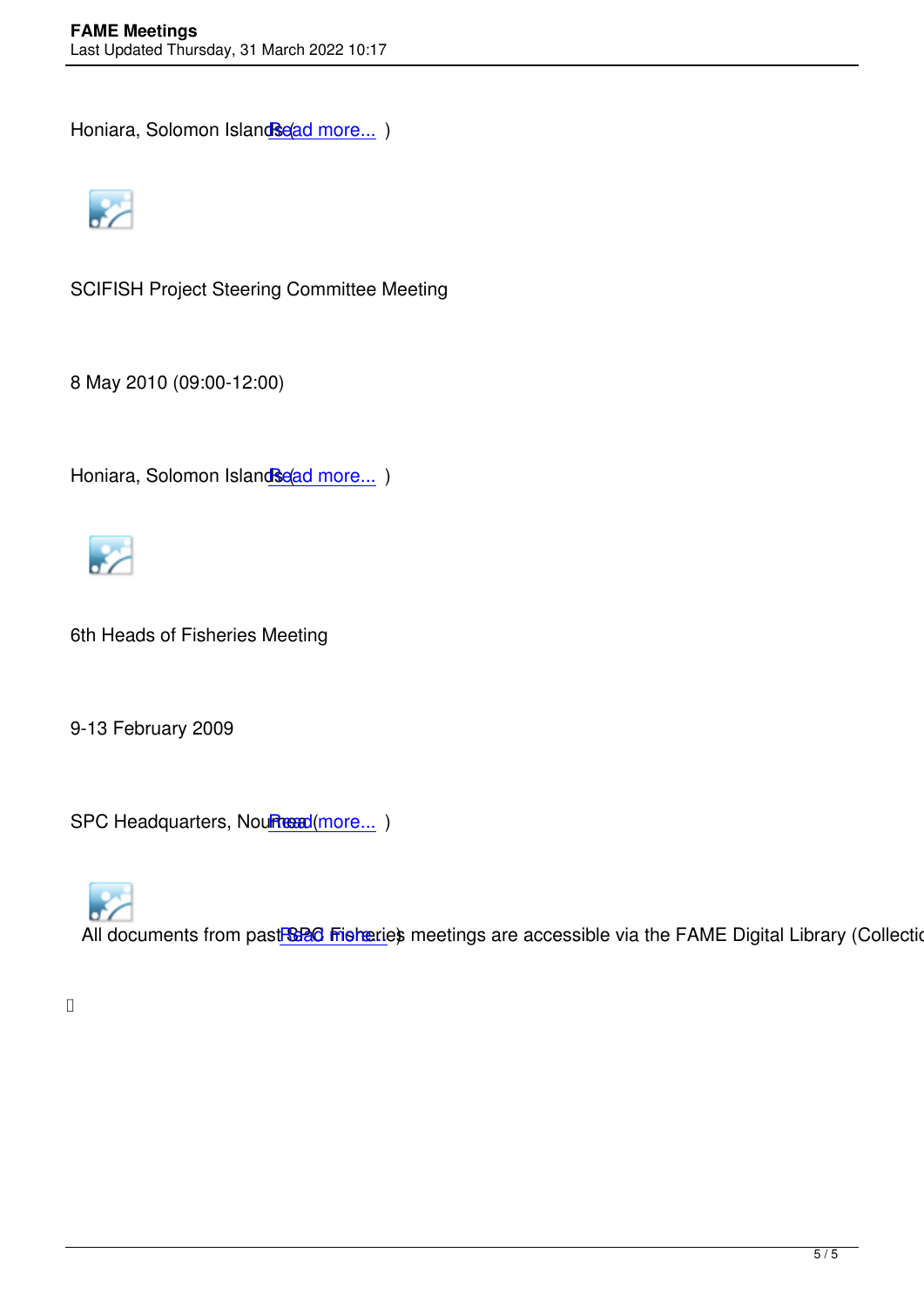Honiara, Solomon Islands (Read more... )

SCIFISH Project Steering Committee Meeting

8 May 2010 (09:00-12:00)

Honiara, Solomon Islands (Read more... )

6th Heads of Fisheries Meeting

9-13 February 2009

SPC Headquarters, Noumea (Read more... )

All documents from past SPC Fisheries meetings are accessible via the FAME Digital Library (Collectio